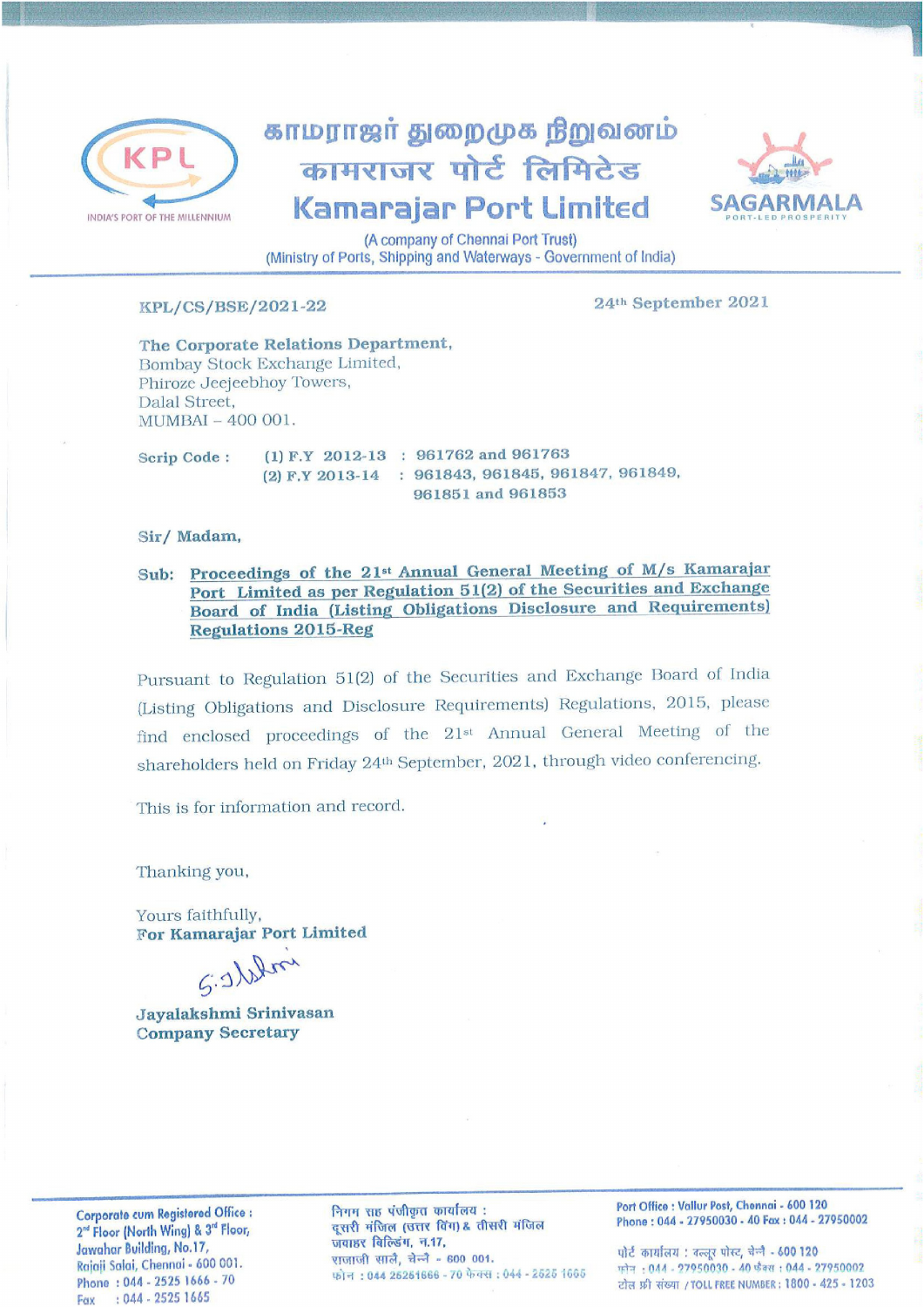# காமராஜர் துறைமுக நிறுவனம்
# कामराजर पोर्ट लिमिटेड
# Kamarajar Port Limited

KPL
INDIA'S PORT OF THE MILLENNIUM

SAGARMALA
PORT-LED PROSPERITY

(A company of Chennai Port Trust)
(Ministry of Ports, Shipping and Waterways - Government of India)

**KPL/CS/BSE/2021-22** **24th September 2021**

**The Corporate Relations Department,**
Bombay Stock Exchange Limited,
Phiroze Jeejeebhoy Towers,
Dalal Street,
MUMBAI – 400 001.

**Scrip Code :** (1) F.Y 2012-13 : 961762 and 961763
(2) F.Y 2013-14 : 961843, 961845, 961847, 961849, 961851 and 961853

**Sir/ Madam,**

**Sub: Proceedings of the 21st Annual General Meeting of M/s Kamarajar Port Limited as per Regulation 51(2) of the Securities and Exchange Board of India (Listing Obligations Disclosure and Requirements) Regulations 2015-Reg**

Pursuant to Regulation 51(2) of the Securities and Exchange Board of India (Listing Obligations and Disclosure Requirements) Regulations, 2015, please find enclosed proceedings of the 21st Annual General Meeting of the shareholders held on Friday 24th September, 2021, through video conferencing.

This is for information and record.

Thanking you,

Yours faithfully,
**For Kamarajar Port Limited**

**Jayalakshmi Srinivasan**
**Company Secretary**

---

**Corporate cum Registered Office :** 2nd Floor (North Wing) & 3rd Floor, Jawahar Building, No.17, Rajaji Salai, Chennai - 600 001.
Phone : 044 - 2525 1666 - 70
Fax : 044 - 2525 1665

निगम सह पंजीकृत कार्यालय : दूसरी मंजिल (उत्तर विंग) & तीसरी मंजिल जवाहर बिल्डिंग, न.17, राजाजी साले, चेन्नै - 600 001.
फोन : 044 26261666 - 70 फैक्स : 044 - 2525 1665

**Port Office :** Vallur Post, Chennai - 600 120
Phone : 044 - 27950030 - 40 Fax : 044 - 27950002

पोर्ट कार्यालय : वल्लूर पोस्ट, चेन्नै - 600 120
फोन : 044 - 27950030 - 40 फैक्स : 044 - 27950002
टोल फ्री संख्या / TOLL FREE NUMBER : 1800 - 425 - 1203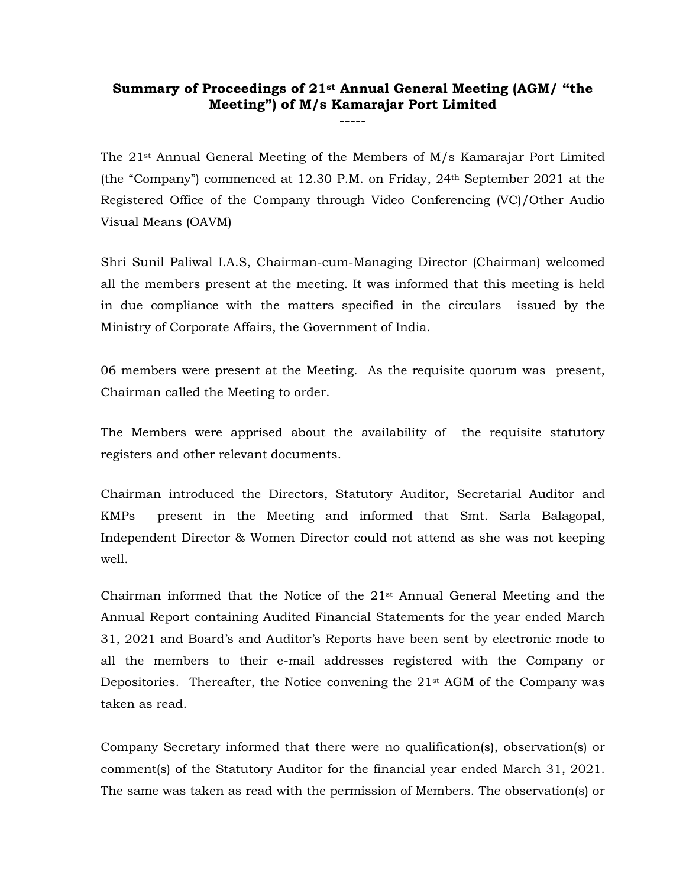**Summary of Proceedings of 21st Annual General Meeting (AGM/ "the Meeting") of M/s Kamarajar Port Limited**

-----

The 21st Annual General Meeting of the Members of M/s Kamarajar Port Limited (the "Company") commenced at 12.30 P.M. on Friday, 24th September 2021 at the Registered Office of the Company through Video Conferencing (VC)/Other Audio Visual Means (OAVM)

Shri Sunil Paliwal I.A.S, Chairman-cum-Managing Director (Chairman) welcomed all the members present at the meeting. It was informed that this meeting is held in due compliance with the matters specified in the circulars issued by the Ministry of Corporate Affairs, the Government of India.

06 members were present at the Meeting. As the requisite quorum was present, Chairman called the Meeting to order.

The Members were apprised about the availability of the requisite statutory registers and other relevant documents.

Chairman introduced the Directors, Statutory Auditor, Secretarial Auditor and KMPs present in the Meeting and informed that Smt. Sarla Balagopal, Independent Director & Women Director could not attend as she was not keeping well.

Chairman informed that the Notice of the 21st Annual General Meeting and the Annual Report containing Audited Financial Statements for the year ended March 31, 2021 and Board's and Auditor's Reports have been sent by electronic mode to all the members to their e-mail addresses registered with the Company or Depositories. Thereafter, the Notice convening the 21st AGM of the Company was taken as read.

Company Secretary informed that there were no qualification(s), observation(s) or comment(s) of the Statutory Auditor for the financial year ended March 31, 2021. The same was taken as read with the permission of Members. The observation(s) or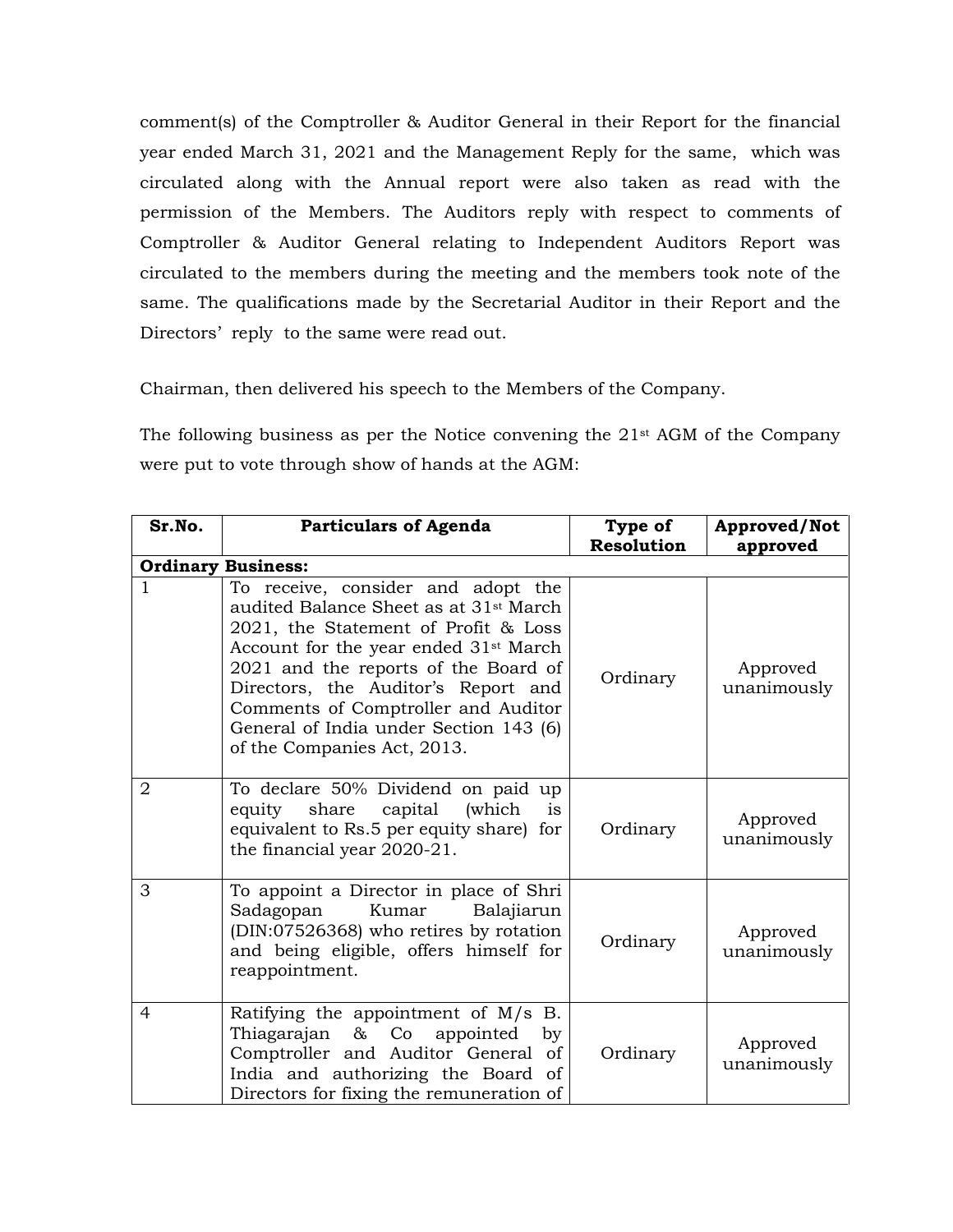comment(s) of the Comptroller & Auditor General in their Report for the financial year ended March 31, 2021 and the Management Reply for the same, which was circulated along with the Annual report were also taken as read with the permission of the Members. The Auditors reply with respect to comments of Comptroller & Auditor General relating to Independent Auditors Report was circulated to the members during the meeting and the members took note of the same. The qualifications made by the Secretarial Auditor in their Report and the Directors' reply to the same were read out.

Chairman, then delivered his speech to the Members of the Company.

The following business as per the Notice convening the 21st AGM of the Company were put to vote through show of hands at the AGM:

| Sr.No. | Particulars of Agenda | Type of Resolution | Approved/Not approved |
|---|---|---|---|
| **Ordinary Business:** | | | |
| 1 | To receive, consider and adopt the audited Balance Sheet as at 31st March 2021, the Statement of Profit & Loss Account for the year ended 31st March 2021 and the reports of the Board of Directors, the Auditor's Report and Comments of Comptroller and Auditor General of India under Section 143 (6) of the Companies Act, 2013. | Ordinary | Approved unanimously |
| 2 | To declare 50% Dividend on paid up equity share capital (which is equivalent to Rs.5 per equity share) for the financial year 2020-21. | Ordinary | Approved unanimously |
| 3 | To appoint a Director in place of Shri Sadagopan Kumar Balajiarun (DIN:07526368) who retires by rotation and being eligible, offers himself for reappointment. | Ordinary | Approved unanimously |
| 4 | Ratifying the appointment of M/s B. Thiagarajan & Co appointed by Comptroller and Auditor General of India and authorizing the Board of Directors for fixing the remuneration of | Ordinary | Approved unanimously |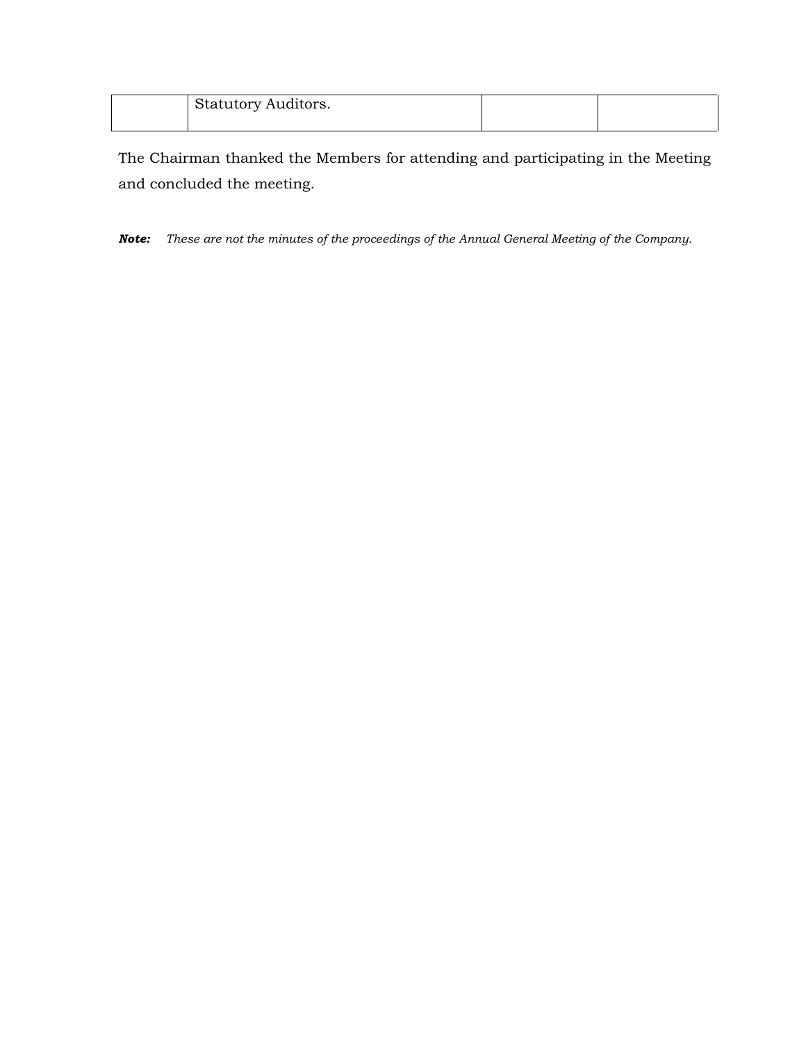| | | | |
|---|---|---|---|
| | Statutory Auditors. | | |

The Chairman thanked the Members for attending and participating in the Meeting and concluded the meeting.

***Note:*** *These are not the minutes of the proceedings of the Annual General Meeting of the Company.*